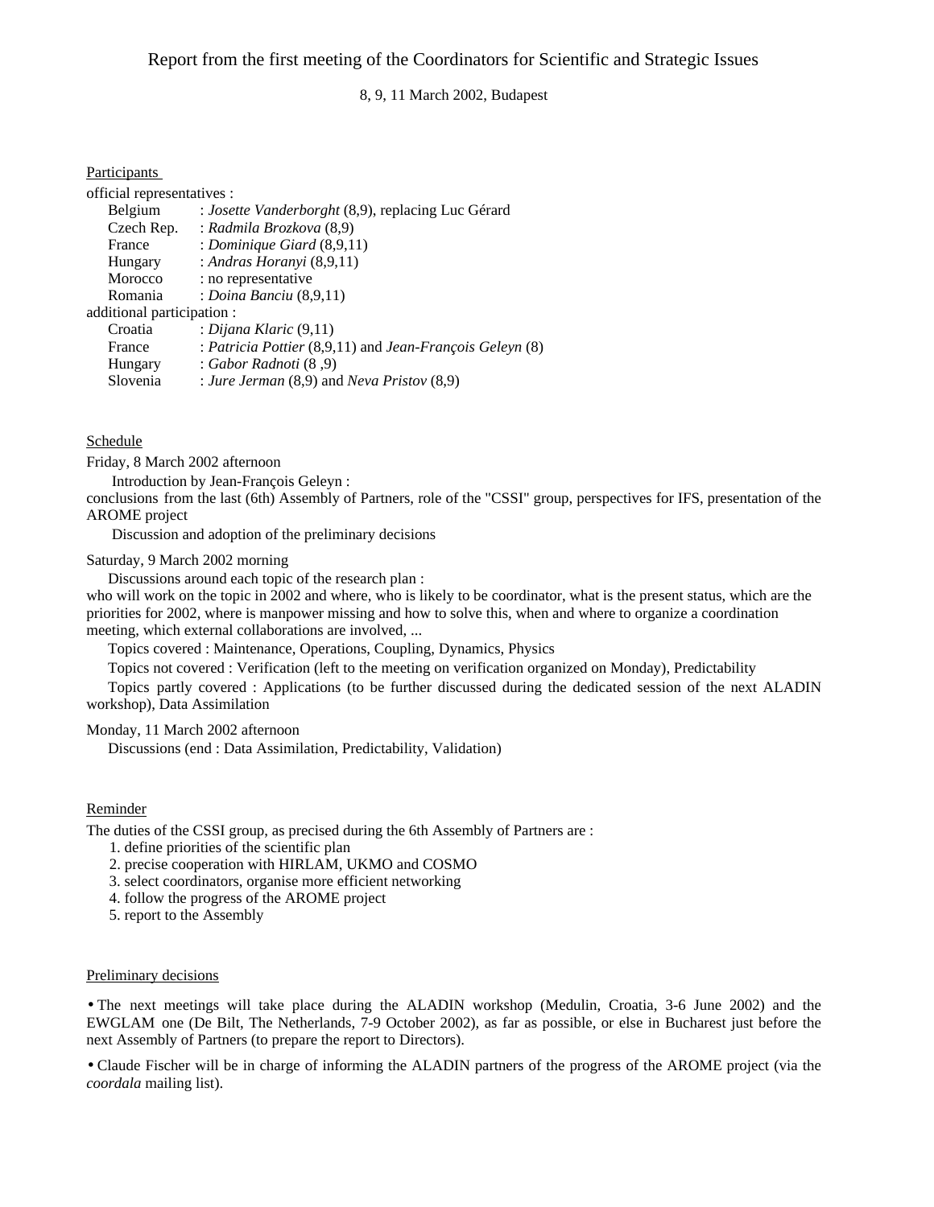# Report from the first meeting of the Coordinators for Scientific and Strategic Issues

8, 9, 11 March 2002, Budapest

## Participants

official representatives :

| | |
|---|---|
| Belgium | : *Josette Vanderborght* (8,9), replacing Luc Gérard |
| Czech Rep. | : *Radmila Brozkova* (8,9) |
| France | : *Dominique Giard* (8,9,11) |
| Hungary | : *Andras Horanyi* (8,9,11) |
| Morocco | : no representative |
| Romania | : *Doina Banciu* (8,9,11) |

additional participation :

| | |
|---|---|
| Croatia | : *Dijana Klaric* (9,11) |
| France | : *Patricia Pottier* (8,9,11) and *Jean-François Geleyn* (8) |
| Hungary | : *Gabor Radnoti* (8 ,9) |
| Slovenia | : *Jure Jerman* (8,9) and *Neva Pristov* (8,9) |

## Schedule

Friday, 8 March 2002 afternoon

Introduction by Jean-François Geleyn :

conclusions from the last (6th) Assembly of Partners, role of the "CSSI" group, perspectives for IFS, presentation of the AROME project

Discussion and adoption of the preliminary decisions

Saturday, 9 March 2002 morning

Discussions around each topic of the research plan :

who will work on the topic in 2002 and where, who is likely to be coordinator, what is the present status, which are the priorities for 2002, where is manpower missing and how to solve this, when and where to organize a coordination meeting, which external collaborations are involved, ...

Topics covered : Maintenance, Operations, Coupling, Dynamics, Physics

Topics not covered : Verification (left to the meeting on verification organized on Monday), Predictability

Topics partly covered : Applications (to be further discussed during the dedicated session of the next ALADIN workshop), Data Assimilation

Monday, 11 March 2002 afternoon

Discussions (end : Data Assimilation, Predictability, Validation)

## Reminder

The duties of the CSSI group, as precised during the 6th Assembly of Partners are :

1. define priorities of the scientific plan
2. precise cooperation with HIRLAM, UKMO and COSMO
3. select coordinators, organise more efficient networking
4. follow the progress of the AROME project
5. report to the Assembly

## Preliminary decisions

- The next meetings will take place during the ALADIN workshop (Medulin, Croatia, 3-6 June 2002) and the EWGLAM one (De Bilt, The Netherlands, 7-9 October 2002), as far as possible, or else in Bucharest just before the next Assembly of Partners (to prepare the report to Directors).
- Claude Fischer will be in charge of informing the ALADIN partners of the progress of the AROME project (via the *coordala* mailing list).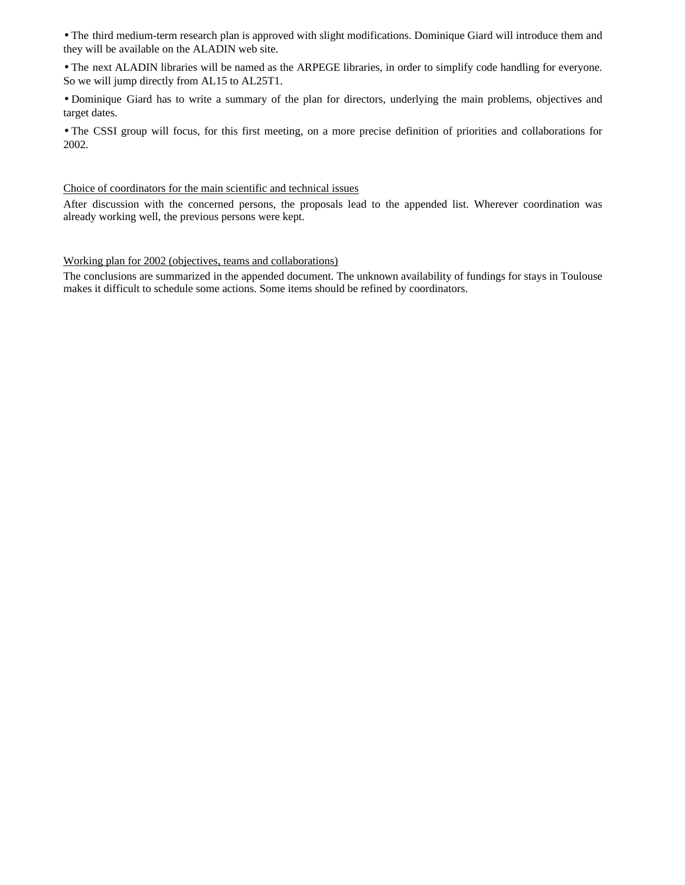- The third medium-term research plan is approved with slight modifications. Dominique Giard will introduce them and they will be available on the ALADIN web site.
- The next ALADIN libraries will be named as the ARPEGE libraries, in order to simplify code handling for everyone. So we will jump directly from AL15 to AL25T1.
- Dominique Giard has to write a summary of the plan for directors, underlying the main problems, objectives and target dates.
- The CSSI group will focus, for this first meeting, on a more precise definition of priorities and collaborations for 2002.

<u>Choice of coordinators for the main scientific and technical issues</u>

After discussion with the concerned persons, the proposals lead to the appended list. Wherever coordination was already working well, the previous persons were kept.

<u>Working plan for 2002 (objectives, teams and collaborations)</u>

The conclusions are summarized in the appended document. The unknown availability of fundings for stays in Toulouse makes it difficult to schedule some actions. Some items should be refined by coordinators.